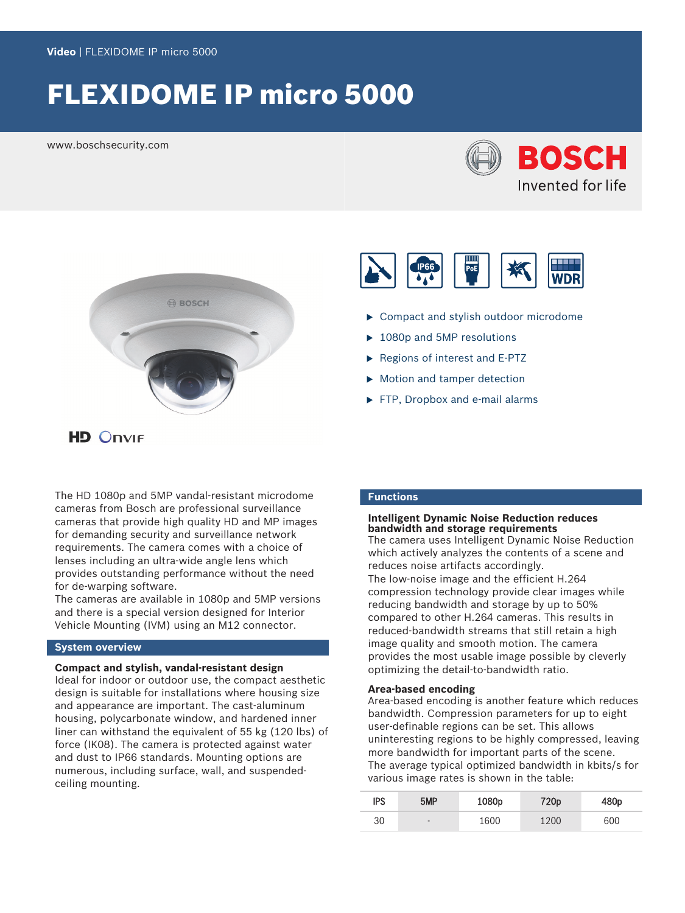Video | FLEXIDOME IP micro 5000

# FLEXIDOME IP micro 5000

www.boschsecurity.com

BOSCH
Invented for life

- Compact and stylish outdoor microdome
- 1080p and 5MP resolutions
- Regions of interest and E-PTZ
- Motion and tamper detection
- FTP, Dropbox and e-mail alarms

HD ONVIF

The HD 1080p and 5MP vandal-resistant microdome cameras from Bosch are professional surveillance cameras that provide high quality HD and MP images for demanding security and surveillance network requirements. The camera comes with a choice of lenses including an ultra-wide angle lens which provides outstanding performance without the need for de-warping software.
The cameras are available in 1080p and 5MP versions and there is a special version designed for Interior Vehicle Mounting (IVM) using an M12 connector.

## System overview

### Compact and stylish, vandal-resistant design

Ideal for indoor or outdoor use, the compact aesthetic design is suitable for installations where housing size and appearance are important. The cast-aluminum housing, polycarbonate window, and hardened inner liner can withstand the equivalent of 55 kg (120 lbs) of force (IK08). The camera is protected against water and dust to IP66 standards. Mounting options are numerous, including surface, wall, and suspended-ceiling mounting.

## Functions

### Intelligent Dynamic Noise Reduction reduces bandwidth and storage requirements

The camera uses Intelligent Dynamic Noise Reduction which actively analyzes the contents of a scene and reduces noise artifacts accordingly.
The low-noise image and the efficient H.264 compression technology provide clear images while reducing bandwidth and storage by up to 50% compared to other H.264 cameras. This results in reduced-bandwidth streams that still retain a high image quality and smooth motion. The camera provides the most usable image possible by cleverly optimizing the detail-to-bandwidth ratio.

### Area-based encoding

Area-based encoding is another feature which reduces bandwidth. Compression parameters for up to eight user-definable regions can be set. This allows uninteresting regions to be highly compressed, leaving more bandwidth for important parts of the scene.
The average typical optimized bandwidth in kbits/s for various image rates is shown in the table:

| IPS | 5MP | 1080p | 720p | 480p |
| --- | --- | --- | --- | --- |
| 30 | - | 1600 | 1200 | 600 |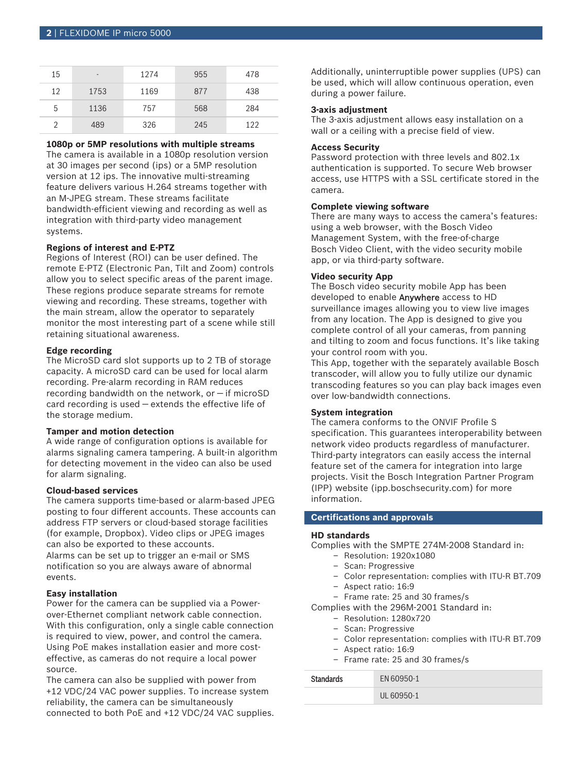| 15 | - | 1274 | 955 | 478 |
|---|---|---|---|---|
| 12 | 1753 | 1169 | 877 | 438 |
| 5 | 1136 | 757 | 568 | 284 |
| 2 | 489 | 326 | 245 | 122 |

**1080p or 5MP resolutions with multiple streams**
The camera is available in a 1080p resolution version at 30 images per second (ips) or a 5MP resolution version at 12 ips. The innovative multi-streaming feature delivers various H.264 streams together with an M-JPEG stream. These streams facilitate bandwidth-efficient viewing and recording as well as integration with third-party video management systems.

**Regions of interest and E-PTZ**
Regions of Interest (ROI) can be user defined. The remote E-PTZ (Electronic Pan, Tilt and Zoom) controls allow you to select specific areas of the parent image. These regions produce separate streams for remote viewing and recording. These streams, together with the main stream, allow the operator to separately monitor the most interesting part of a scene while still retaining situational awareness.

**Edge recording**
The MicroSD card slot supports up to 2 TB of storage capacity. A microSD card can be used for local alarm recording. Pre-alarm recording in RAM reduces recording bandwidth on the network, or – if microSD card recording is used – extends the effective life of the storage medium.

**Tamper and motion detection**
A wide range of configuration options is available for alarms signaling camera tampering. A built-in algorithm for detecting movement in the video can also be used for alarm signaling.

**Cloud-based services**
The camera supports time-based or alarm-based JPEG posting to four different accounts. These accounts can address FTP servers or cloud-based storage facilities (for example, Dropbox). Video clips or JPEG images can also be exported to these accounts.
Alarms can be set up to trigger an e-mail or SMS notification so you are always aware of abnormal events.

**Easy installation**
Power for the camera can be supplied via a Power-over-Ethernet compliant network cable connection. With this configuration, only a single cable connection is required to view, power, and control the camera. Using PoE makes installation easier and more cost-effective, as cameras do not require a local power source.
The camera can also be supplied with power from +12 VDC/24 VAC power supplies. To increase system reliability, the camera can be simultaneously connected to both PoE and +12 VDC/24 VAC supplies. Additionally, uninterruptible power supplies (UPS) can be used, which will allow continuous operation, even during a power failure.

**3-axis adjustment**
The 3-axis adjustment allows easy installation on a wall or a ceiling with a precise field of view.

**Access Security**
Password protection with three levels and 802.1x authentication is supported. To secure Web browser access, use HTTPS with a SSL certificate stored in the camera.

**Complete viewing software**
There are many ways to access the camera's features: using a web browser, with the Bosch Video Management System, with the free-of-charge Bosch Video Client, with the video security mobile app, or via third-party software.

**Video security App**
The Bosch video security mobile App has been developed to enable Anywhere access to HD surveillance images allowing you to view live images from any location. The App is designed to give you complete control of all your cameras, from panning and tilting to zoom and focus functions. It's like taking your control room with you.
This App, together with the separately available Bosch transcoder, will allow you to fully utilize our dynamic transcoding features so you can play back images even over low-bandwidth connections.

**System integration**
The camera conforms to the ONVIF Profile S specification. This guarantees interoperability between network video products regardless of manufacturer. Third-party integrators can easily access the internal feature set of the camera for integration into large projects. Visit the Bosch Integration Partner Program (IPP) website (ipp.boschsecurity.com) for more information.

## Certifications and approvals

**HD standards**
Complies with the SMPTE 274M-2008 Standard in:

- Resolution: 1920x1080
- Scan: Progressive
- Color representation: complies with ITU-R BT.709
- Aspect ratio: 16:9
- Frame rate: 25 and 30 frames/s

Complies with the 296M-2001 Standard in:

- Resolution: 1280x720
- Scan: Progressive
- Color representation: complies with ITU-R BT.709
- Aspect ratio: 16:9
- Frame rate: 25 and 30 frames/s

| Standards | EN 60950-1 |
|---|---|
| | UL 60950-1 |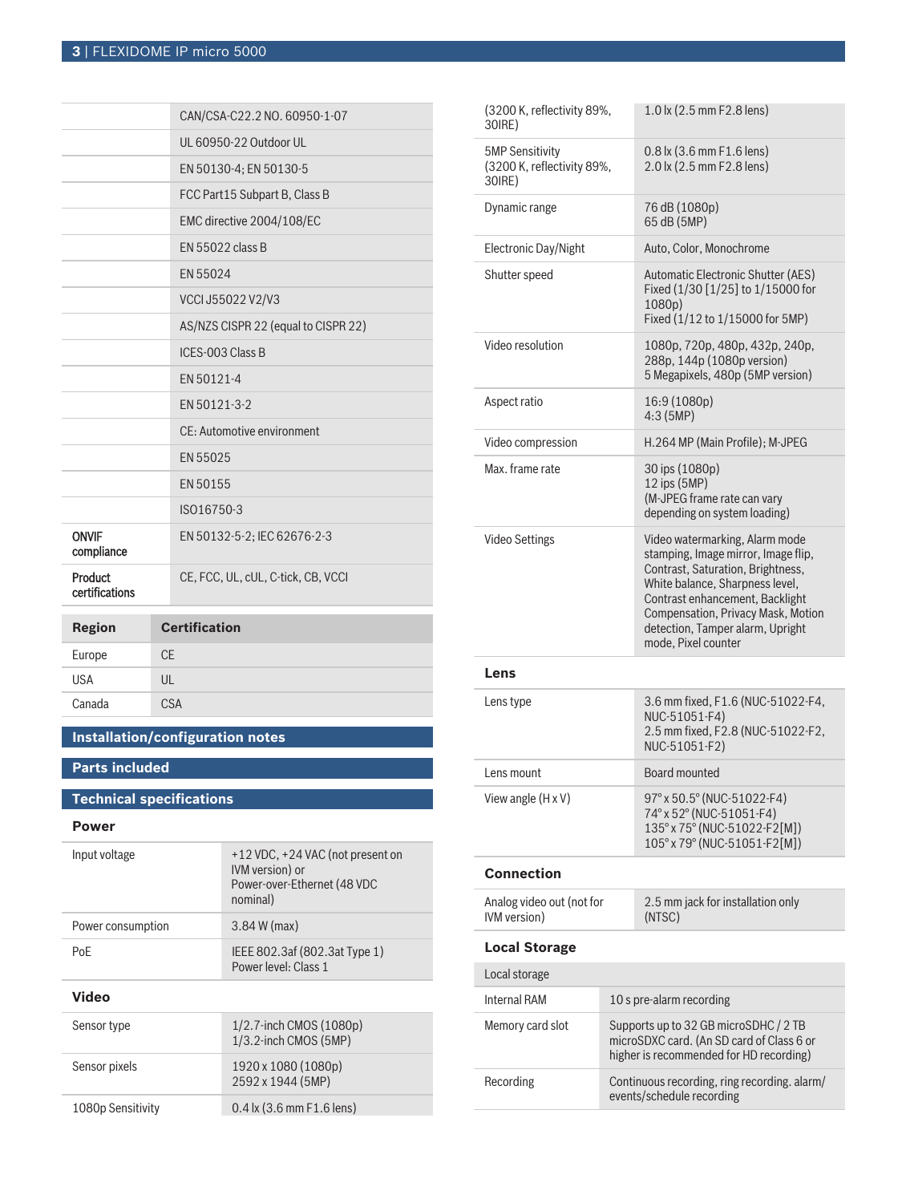| | |
|---|---|
| | CAN/CSA-C22.2 NO. 60950-1-07 |
| | UL 60950-22 Outdoor UL |
| | EN 50130-4; EN 50130-5 |
| | FCC Part15 Subpart B, Class B |
| | EMC directive 2004/108/EC |
| | EN 55022 class B |
| | EN 55024 |
| | VCCI J55022 V2/V3 |
| | AS/NZS CISPR 22 (equal to CISPR 22) |
| | ICES-003 Class B |
| | EN 50121-4 |
| | EN 50121-3-2 |
| | CE: Automotive environment |
| | EN 55025 |
| | EN 50155 |
| | ISO16750-3 |
| ONVIF compliance | EN 50132-5-2; IEC 62676-2-3 |
| Product certifications | CE, FCC, UL, cUL, C-tick, CB, VCCI |

| Region | Certification |
|---|---|
| Europe | CE |
| USA | UL |
| Canada | CSA |

## Installation/configuration notes

## Parts included

## Technical specifications

### Power

| | |
|---|---|
| Input voltage | +12 VDC, +24 VAC (not present on IVM version) or Power-over-Ethernet (48 VDC nominal) |
| Power consumption | 3.84 W (max) |
| PoE | IEEE 802.3af (802.3at Type 1) Power level: Class 1 |

### Video

| | |
|---|---|
| Sensor type | 1/2.7-inch CMOS (1080p)<br>1/3.2-inch CMOS (5MP) |
| Sensor pixels | 1920 x 1080 (1080p)<br>2592 x 1944 (5MP) |
| 1080p Sensitivity (3200 K, reflectivity 89%, 30IRE) | 0.4 lx (3.6 mm F1.6 lens)<br>1.0 lx (2.5 mm F2.8 lens) |
| 5MP Sensitivity (3200 K, reflectivity 89%, 30IRE) | 0.8 lx (3.6 mm F1.6 lens)<br>2.0 lx (2.5 mm F2.8 lens) |
| Dynamic range | 76 dB (1080p)<br>65 dB (5MP) |
| Electronic Day/Night | Auto, Color, Monochrome |
| Shutter speed | Automatic Electronic Shutter (AES)<br>Fixed (1/30 [1/25] to 1/15000 for 1080p)<br>Fixed (1/12 to 1/15000 for 5MP) |
| Video resolution | 1080p, 720p, 480p, 432p, 240p, 288p, 144p (1080p version)<br>5 Megapixels, 480p (5MP version) |
| Aspect ratio | 16:9 (1080p)<br>4:3 (5MP) |
| Video compression | H.264 MP (Main Profile); M-JPEG |
| Max. frame rate | 30 ips (1080p)<br>12 ips (5MP)<br>(M-JPEG frame rate can vary depending on system loading) |
| Video Settings | Video watermarking, Alarm mode stamping, Image mirror, Image flip, Contrast, Saturation, Brightness, White balance, Sharpness level, Contrast enhancement, Backlight Compensation, Privacy Mask, Motion detection, Tamper alarm, Upright mode, Pixel counter |

### Lens

| | |
|---|---|
| Lens type | 3.6 mm fixed, F1.6 (NUC-51022-F4, NUC-51051-F4)<br>2.5 mm fixed, F2.8 (NUC-51022-F2, NUC-51051-F2) |
| Lens mount | Board mounted |
| View angle (H x V) | 97° x 50.5° (NUC-51022-F4)<br>74° x 52° (NUC-51051-F4)<br>135° x 75° (NUC-51022-F2[M])<br>105° x 79° (NUC-51051-F2[M]) |

### Connection

| | |
|---|---|
| Analog video out (not for IVM version) | 2.5 mm jack for installation only (NTSC) |

### Local Storage

| Local storage | |
|---|---|
| Internal RAM | 10 s pre-alarm recording |
| Memory card slot | Supports up to 32 GB microSDHC / 2 TB microSDXC card. (An SD card of Class 6 or higher is recommended for HD recording) |
| Recording | Continuous recording, ring recording. alarm/ events/schedule recording |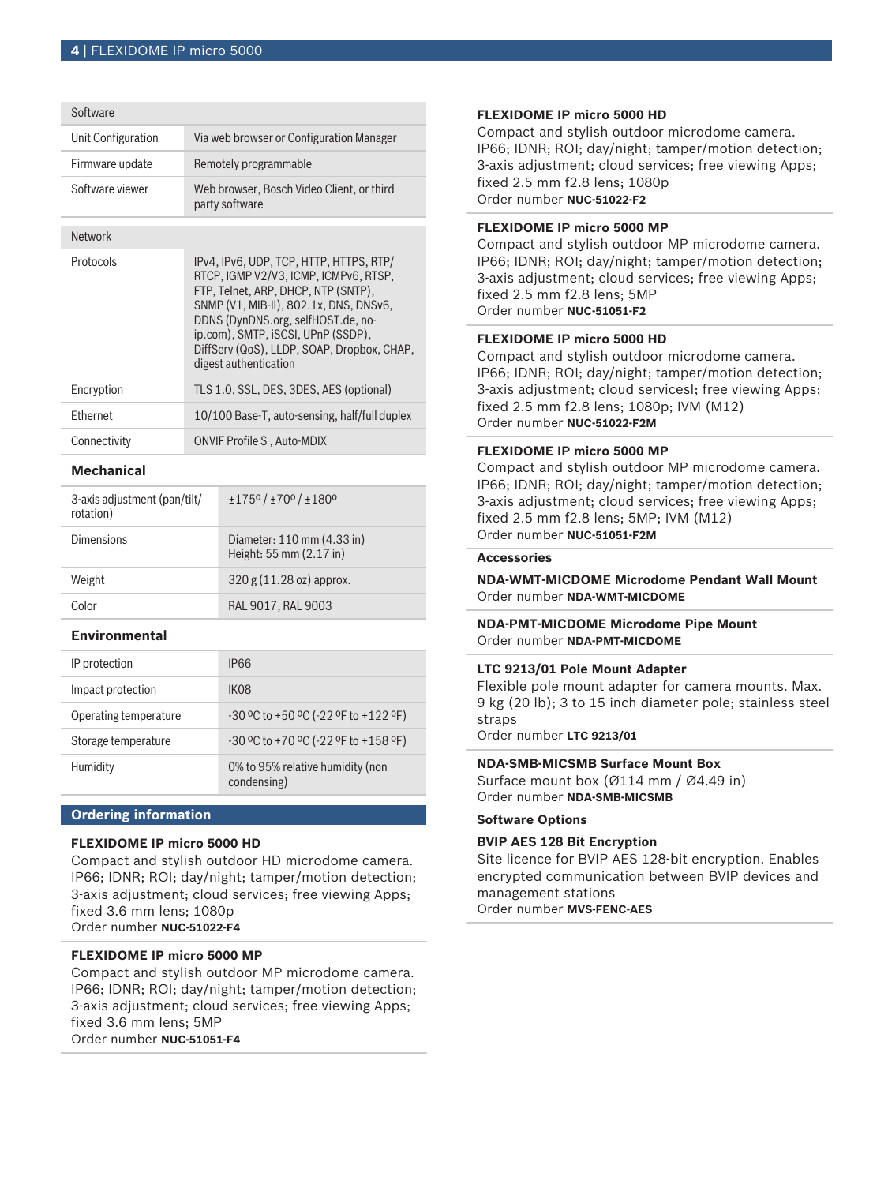| Software | |
|---|---|
| Unit Configuration | Via web browser or Configuration Manager |
| Firmware update | Remotely programmable |
| Software viewer | Web browser, Bosch Video Client, or third party software |

| Network | |
|---|---|
| Protocols | IPv4, IPv6, UDP, TCP, HTTP, HTTPS, RTP/RTCP, IGMP V2/V3, ICMP, ICMPv6, RTSP, FTP, Telnet, ARP, DHCP, NTP (SNTP), SNMP (V1, MIB-II), 802.1x, DNS, DNSv6, DDNS (DynDNS.org, selfHOST.de, no-ip.com), SMTP, iSCSI, UPnP (SSDP), DiffServ (QoS), LLDP, SOAP, Dropbox, CHAP, digest authentication |
| Encryption | TLS 1.0, SSL, DES, 3DES, AES (optional) |
| Ethernet | 10/100 Base-T, auto-sensing, half/full duplex |
| Connectivity | ONVIF Profile S , Auto-MDIX |

### Mechanical

| | |
|---|---|
| 3-axis adjustment (pan/tilt/rotation) | ±175º / ±70º / ±180º |
| Dimensions | Diameter: 110 mm (4.33 in)<br>Height: 55 mm (2.17 in) |
| Weight | 320 g (11.28 oz) approx. |
| Color | RAL 9017, RAL 9003 |

### Environmental

| | |
|---|---|
| IP protection | IP66 |
| Impact protection | IK08 |
| Operating temperature | -30 ºC to +50 ºC (-22 ºF to +122 ºF) |
| Storage temperature | -30 ºC to +70 ºC (-22 ºF to +158 ºF) |
| Humidity | 0% to 95% relative humidity (non condensing) |

## Ordering information

**FLEXIDOME IP micro 5000 HD**
Compact and stylish outdoor HD microdome camera. IP66; IDNR; ROI; day/night; tamper/motion detection; 3-axis adjustment; cloud services; free viewing Apps; fixed 3.6 mm lens; 1080p
Order number **NUC-51022-F4**

**FLEXIDOME IP micro 5000 MP**
Compact and stylish outdoor MP microdome camera. IP66; IDNR; ROI; day/night; tamper/motion detection; 3-axis adjustment; cloud services; free viewing Apps; fixed 3.6 mm lens; 5MP
Order number **NUC-51051-F4**

**FLEXIDOME IP micro 5000 HD**
Compact and stylish outdoor microdome camera. IP66; IDNR; ROI; day/night; tamper/motion detection; 3-axis adjustment; cloud services; free viewing Apps; fixed 2.5 mm f2.8 lens; 1080p
Order number **NUC-51022-F2**

**FLEXIDOME IP micro 5000 MP**
Compact and stylish outdoor MP microdome camera. IP66; IDNR; ROI; day/night; tamper/motion detection; 3-axis adjustment; cloud services; free viewing Apps; fixed 2.5 mm f2.8 lens; 5MP
Order number **NUC-51051-F2**

**FLEXIDOME IP micro 5000 HD**
Compact and stylish outdoor microdome camera. IP66; IDNR; ROI; day/night; tamper/motion detection; 3-axis adjustment; cloud servicesl; free viewing Apps; fixed 2.5 mm f2.8 lens; 1080p; IVM (M12)
Order number **NUC-51022-F2M**

**FLEXIDOME IP micro 5000 MP**
Compact and stylish outdoor MP microdome camera. IP66; IDNR; ROI; day/night; tamper/motion detection; 3-axis adjustment; cloud services; free viewing Apps; fixed 2.5 mm f2.8 lens; 5MP; IVM (M12)
Order number **NUC-51051-F2M**

### Accessories

**NDA-WMT-MICDOME Microdome Pendant Wall Mount**
Order number **NDA-WMT-MICDOME**

**NDA-PMT-MICDOME Microdome Pipe Mount**
Order number **NDA-PMT-MICDOME**

**LTC 9213/01 Pole Mount Adapter**
Flexible pole mount adapter for camera mounts. Max. 9 kg (20 lb); 3 to 15 inch diameter pole; stainless steel straps
Order number **LTC 9213/01**

**NDA-SMB-MICSMB Surface Mount Box**
Surface mount box (Ø114 mm / Ø4.49 in)
Order number **NDA-SMB-MICSMB**

### Software Options

**BVIP AES 128 Bit Encryption**
Site licence for BVIP AES 128-bit encryption. Enables encrypted communication between BVIP devices and management stations
Order number **MVS-FENC-AES**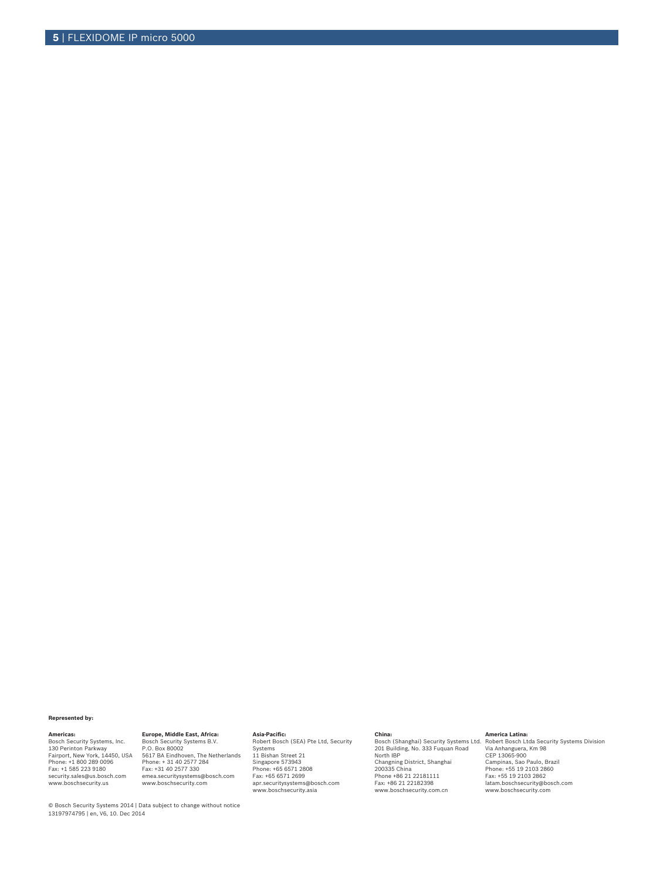**Represented by:**

**Americas:**
Bosch Security Systems, Inc.
130 Perinton Parkway
Fairport, New York, 14450, USA
Phone: +1 800 289 0096
Fax: +1 585 223 9180
security.sales@us.bosch.com
www.boschsecurity.us

**Europe, Middle East, Africa:**
Bosch Security Systems B.V.
P.O. Box 80002
5617 BA Eindhoven, The Netherlands
Phone: + 31 40 2577 284
Fax: +31 40 2577 330
emea.securitysystems@bosch.com
www.boschsecurity.com

**Asia-Pacific:**
Robert Bosch (SEA) Pte Ltd, Security Systems
11 Bishan Street 21
Singapore 573943
Phone: +65 6571 2808
Fax: +65 6571 2699
apr.securitysystems@bosch.com
www.boschsecurity.asia

**China:**
Bosch (Shanghai) Security Systems Ltd.
201 Building, No. 333 Fuquan Road
North IBP
Changning District, Shanghai
200335 China
Phone +86 21 22181111
Fax: +86 21 22182398
www.boschsecurity.com.cn

**America Latina:**
Robert Bosch Ltda Security Systems Division
Via Anhanguera, Km 98
CEP 13065-900
Campinas, Sao Paulo, Brazil
Phone: +55 19 2103 2860
Fax: +55 19 2103 2862
latam.boschsecurity@bosch.com
www.boschsecurity.com

© Bosch Security Systems 2014 | Data subject to change without notice
13197974795 | en, V6, 10. Dec 2014